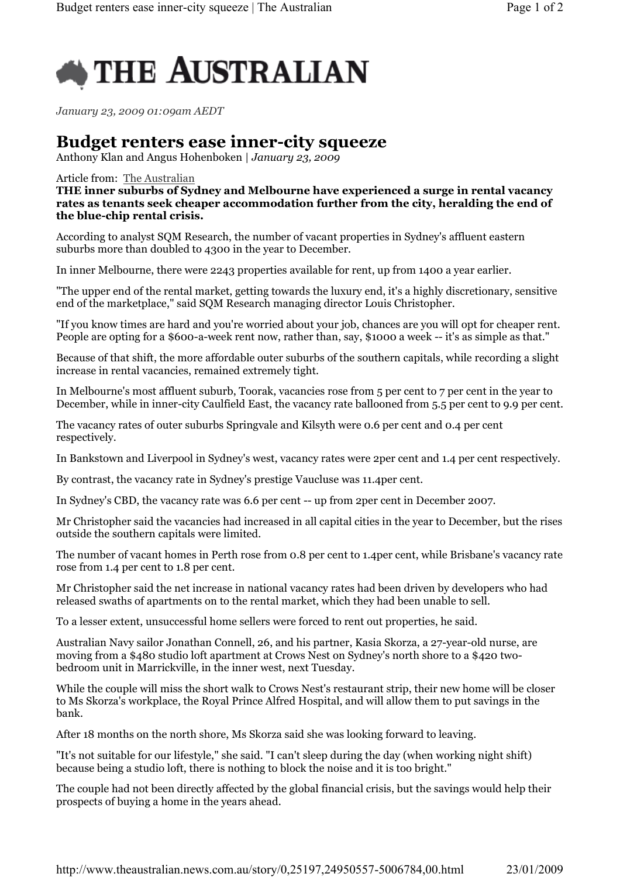# THE AUSTRALIAN

*January 23, 2009 01:09am AEDT*

## Budget renters ease inner-city squeeze

Anthony Klan and Angus Hohenboken | *January 23, 2009*

Article from: The Australian

**THE inner suburbs of Sydney and Melbourne have experienced a surge in rental vacancy rates as tenants seek cheaper accommodation further from the city, heralding the end of the blue-chip rental crisis.**

According to analyst SQM Research, the number of vacant properties in Sydney's affluent eastern suburbs more than doubled to 4300 in the year to December.

In inner Melbourne, there were 2243 properties available for rent, up from 1400 a year earlier.

"The upper end of the rental market, getting towards the luxury end, it's a highly discretionary, sensitive end of the marketplace," said SQM Research managing director Louis Christopher.

"If you know times are hard and you're worried about your job, chances are you will opt for cheaper rent. People are opting for a $600-a-week rent now, rather than, say, $1000 a week -- it's as simple as that."

Because of that shift, the more affordable outer suburbs of the southern capitals, while recording a slight increase in rental vacancies, remained extremely tight.

In Melbourne's most affluent suburb, Toorak, vacancies rose from 5 per cent to 7 per cent in the year to December, while in inner-city Caulfield East, the vacancy rate ballooned from 5.5 per cent to 9.9 per cent.

The vacancy rates of outer suburbs Springvale and Kilsyth were 0.6 per cent and 0.4 per cent respectively.

In Bankstown and Liverpool in Sydney's west, vacancy rates were 2per cent and 1.4 per cent respectively.

By contrast, the vacancy rate in Sydney's prestige Vaucluse was 11.4per cent.

In Sydney's CBD, the vacancy rate was 6.6 per cent -- up from 2per cent in December 2007.

Mr Christopher said the vacancies had increased in all capital cities in the year to December, but the rises outside the southern capitals were limited.

The number of vacant homes in Perth rose from 0.8 per cent to 1.4per cent, while Brisbane's vacancy rate rose from 1.4 per cent to 1.8 per cent.

Mr Christopher said the net increase in national vacancy rates had been driven by developers who had released swaths of apartments on to the rental market, which they had been unable to sell.

To a lesser extent, unsuccessful home sellers were forced to rent out properties, he said.

Australian Navy sailor Jonathan Connell, 26, and his partner, Kasia Skorza, a 27-year-old nurse, are moving from a $480 studio loft apartment at Crows Nest on Sydney's north shore to a $420 two-bedroom unit in Marrickville, in the inner west, next Tuesday.

While the couple will miss the short walk to Crows Nest's restaurant strip, their new home will be closer to Ms Skorza's workplace, the Royal Prince Alfred Hospital, and will allow them to put savings in the bank.

After 18 months on the north shore, Ms Skorza said she was looking forward to leaving.

"It's not suitable for our lifestyle," she said. "I can't sleep during the day (when working night shift) because being a studio loft, there is nothing to block the noise and it is too bright."

The couple had not been directly affected by the global financial crisis, but the savings would help their prospects of buying a home in the years ahead.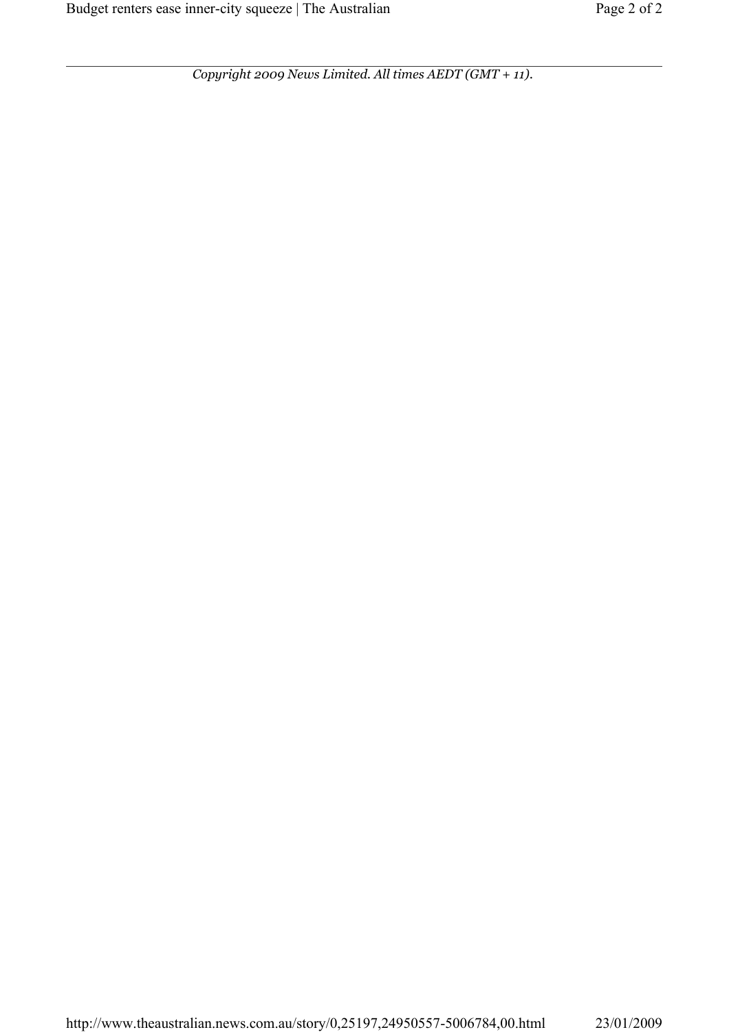*Copyright 2009 News Limited. All times AEDT (GMT + 11).*